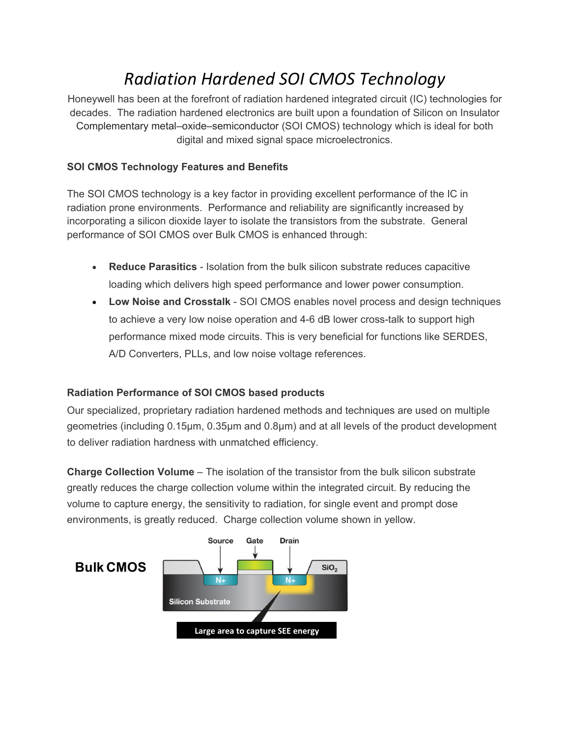# *Radiation Hardened SOI CMOS Technology*

Honeywell has been at the forefront of radiation hardened integrated circuit (IC) technologies for decades. The radiation hardened electronics are built upon a foundation of Silicon on Insulator Complementary metal–oxide–semiconductor (SOI CMOS) technology which is ideal for both digital and mixed signal space microelectronics.

**SOI CMOS Technology Features and Benefits**

The SOI CMOS technology is a key factor in providing excellent performance of the IC in radiation prone environments. Performance and reliability are significantly increased by incorporating a silicon dioxide layer to isolate the transistors from the substrate. General performance of SOI CMOS over Bulk CMOS is enhanced through:

- **Reduce Parasitics** - Isolation from the bulk silicon substrate reduces capacitive loading which delivers high speed performance and lower power consumption.
- **Low Noise and Crosstalk** - SOI CMOS enables novel process and design techniques to achieve a very low noise operation and 4-6 dB lower cross-talk to support high performance mixed mode circuits. This is very beneficial for functions like SERDES, A/D Converters, PLLs, and low noise voltage references.

**Radiation Performance of SOI CMOS based products**

Our specialized, proprietary radiation hardened methods and techniques are used on multiple geometries (including 0.15μm, 0.35μm and 0.8μm) and at all levels of the product development to deliver radiation hardness with unmatched efficiency.

**Charge Collection Volume** – The isolation of the transistor from the bulk silicon substrate greatly reduces the charge collection volume within the integrated circuit. By reducing the volume to capture energy, the sensitivity to radiation, for single event and prompt dose environments, is greatly reduced. Charge collection volume shown in yellow.

**Bulk CMOS**

Source Gate Drain

N+ N+ $SiO_2$

Silicon Substrate

Large area to capture SEE energy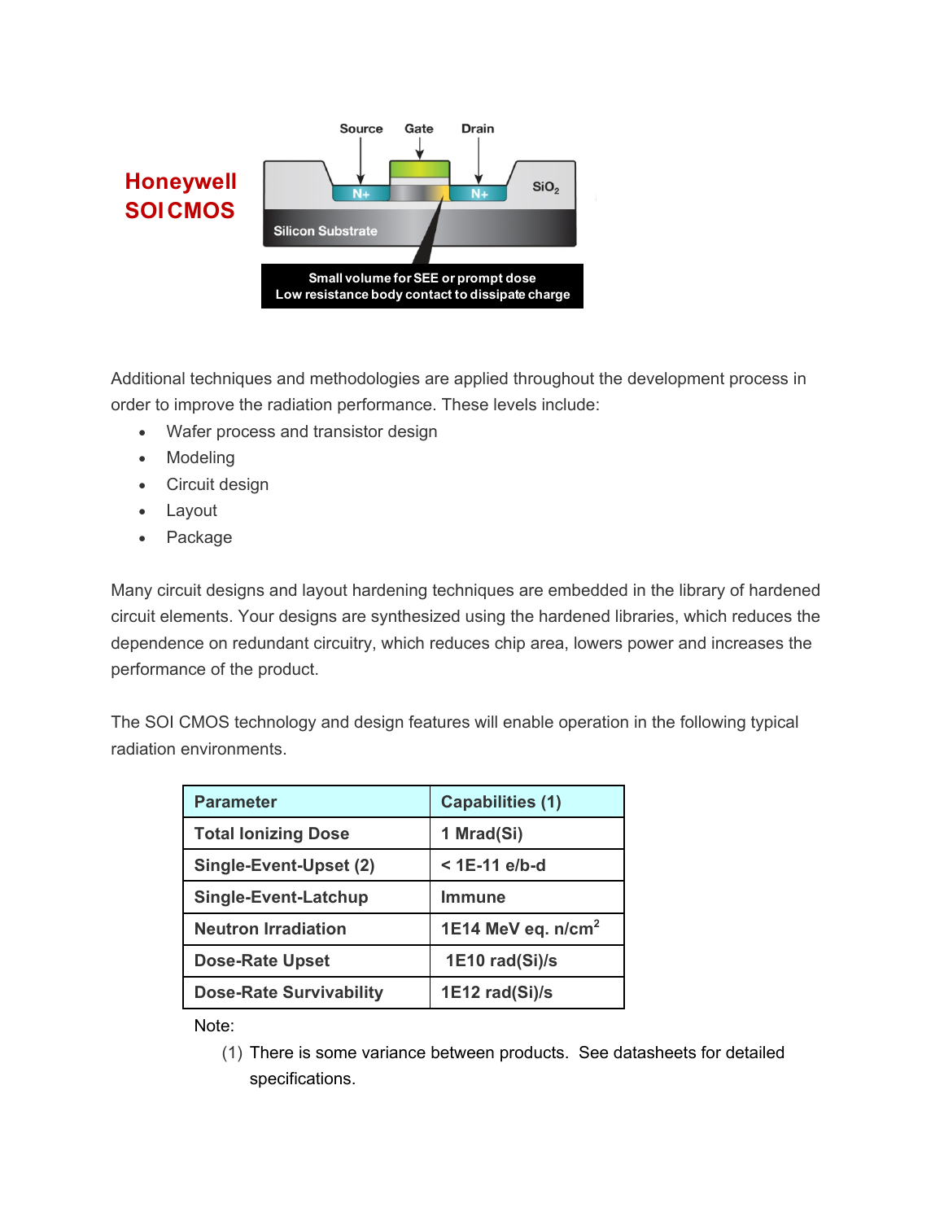**Honeywell SOI CMOS**

Source Gate Drain

N+ N+ $SiO_2$

Silicon Substrate

Small volume for SEE or prompt dose
Low resistance body contact to dissipate charge

Additional techniques and methodologies are applied throughout the development process in order to improve the radiation performance. These levels include:

- Wafer process and transistor design
- Modeling
- Circuit design
- Layout
- Package

Many circuit designs and layout hardening techniques are embedded in the library of hardened circuit elements. Your designs are synthesized using the hardened libraries, which reduces the dependence on redundant circuitry, which reduces chip area, lowers power and increases the performance of the product.

The SOI CMOS technology and design features will enable operation in the following typical radiation environments.

| Parameter | Capabilities (1) |
|---|---|
| Total Ionizing Dose | 1 Mrad(Si) |
| Single-Event-Upset (2) | < 1E-11 e/b-d |
| Single-Event-Latchup | Immune |
| Neutron Irradiation | 1E14 MeV eq. n/cm$^2$ |
| Dose-Rate Upset | 1E10 rad(Si)/s |
| Dose-Rate Survivability | 1E12 rad(Si)/s |

Note:

(1) There is some variance between products. See datasheets for detailed specifications.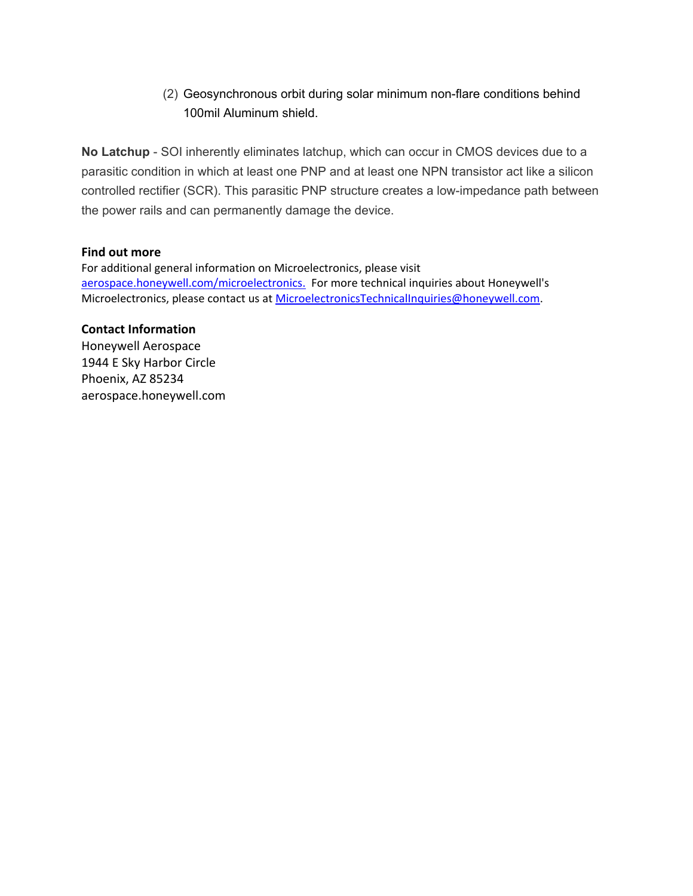(2) Geosynchronous orbit during solar minimum non-flare conditions behind 100mil Aluminum shield.

**No Latchup** - SOI inherently eliminates latchup, which can occur in CMOS devices due to a parasitic condition in which at least one PNP and at least one NPN transistor act like a silicon controlled rectifier (SCR). This parasitic PNP structure creates a low-impedance path between the power rails and can permanently damage the device.

**Find out more**

For additional general information on Microelectronics, please visit aerospace.honeywell.com/microelectronics. For more technical inquiries about Honeywell's Microelectronics, please contact us at MicroelectronicsTechnicalInquiries@honeywell.com.

**Contact Information**

Honeywell Aerospace
1944 E Sky Harbor Circle
Phoenix, AZ 85234
aerospace.honeywell.com